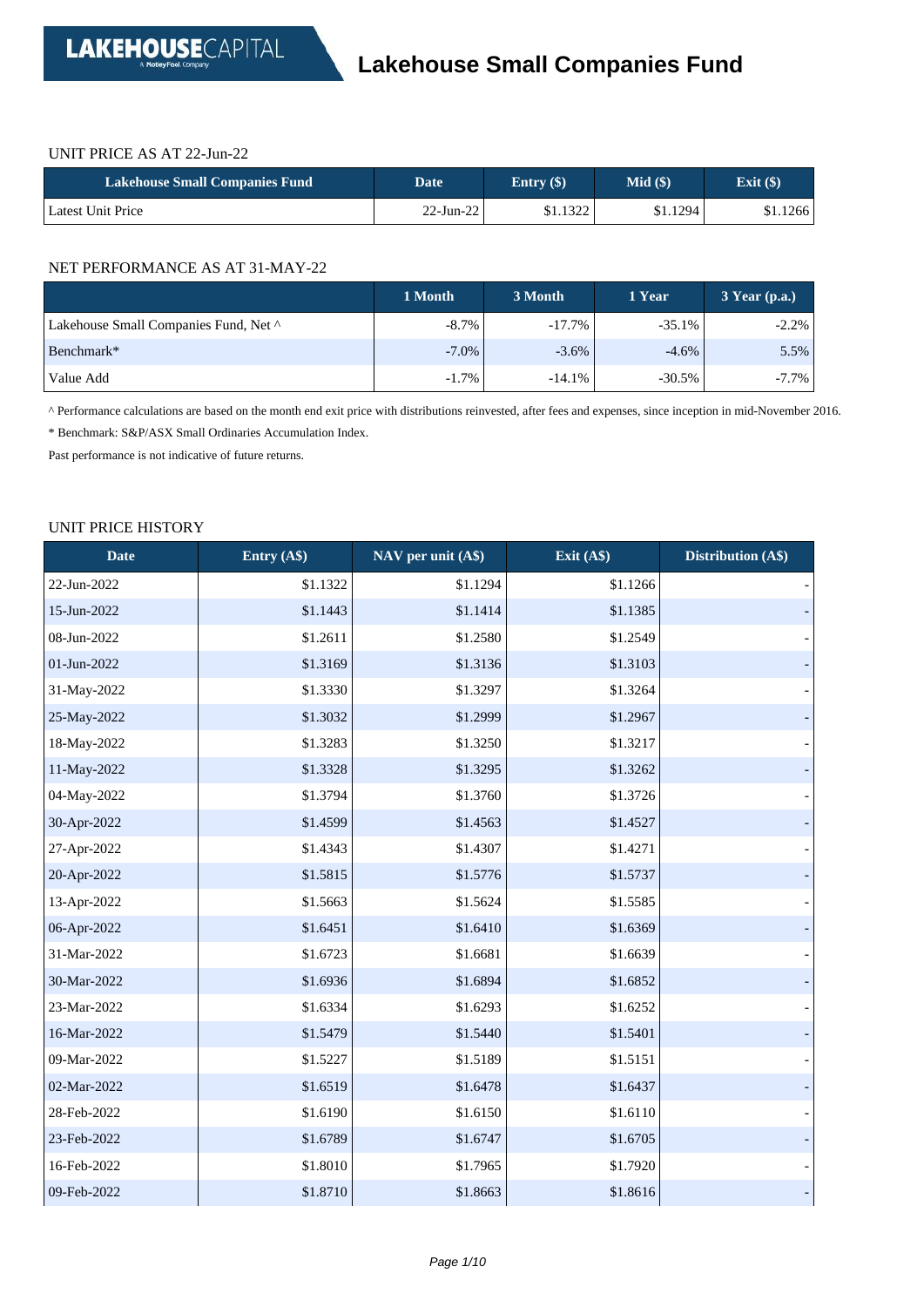LAKEHOUSECAPITAL
A Motley Fool Company

# Lakehouse Small Companies Fund

## UNIT PRICE AS AT 22-Jun-22

| Lakehouse Small Companies Fund | Date | Entry ($) | Mid ($) | Exit ($) |
|---|---|---|---|---|
| Latest Unit Price | 22-Jun-22 | $1.1322 | $1.1294 | $1.1266 |

## NET PERFORMANCE AS AT 31-MAY-22

| | 1 Month | 3 Month | 1 Year | 3 Year (p.a.) |
|---|---|---|---|---|
| Lakehouse Small Companies Fund, Net ^ | -8.7% | -17.7% | -35.1% | -2.2% |
| Benchmark* | -7.0% | -3.6% | -4.6% | 5.5% |
| Value Add | -1.7% | -14.1% | -30.5% | -7.7% |

^ Performance calculations are based on the month end exit price with distributions reinvested, after fees and expenses, since inception in mid-November 2016.

* Benchmark: S&P/ASX Small Ordinaries Accumulation Index.

Past performance is not indicative of future returns.

## UNIT PRICE HISTORY

| Date | Entry (A$) | NAV per unit (A$) | Exit (A$) | Distribution (A$) |
|---|---|---|---|---|
| 22-Jun-2022 | $1.1322 | $1.1294 | $1.1266 | - |
| 15-Jun-2022 | $1.1443 | $1.1414 | $1.1385 | - |
| 08-Jun-2022 | $1.2611 | $1.2580 | $1.2549 | - |
| 01-Jun-2022 | $1.3169 | $1.3136 | $1.3103 | - |
| 31-May-2022 | $1.3330 | $1.3297 | $1.3264 | - |
| 25-May-2022 | $1.3032 | $1.2999 | $1.2967 | - |
| 18-May-2022 | $1.3283 | $1.3250 | $1.3217 | - |
| 11-May-2022 | $1.3328 | $1.3295 | $1.3262 | - |
| 04-May-2022 | $1.3794 | $1.3760 | $1.3726 | - |
| 30-Apr-2022 | $1.4599 | $1.4563 | $1.4527 | - |
| 27-Apr-2022 | $1.4343 | $1.4307 | $1.4271 | - |
| 20-Apr-2022 | $1.5815 | $1.5776 | $1.5737 | - |
| 13-Apr-2022 | $1.5663 | $1.5624 | $1.5585 | - |
| 06-Apr-2022 | $1.6451 | $1.6410 | $1.6369 | - |
| 31-Mar-2022 | $1.6723 | $1.6681 | $1.6639 | - |
| 30-Mar-2022 | $1.6936 | $1.6894 | $1.6852 | - |
| 23-Mar-2022 | $1.6334 | $1.6293 | $1.6252 | - |
| 16-Mar-2022 | $1.5479 | $1.5440 | $1.5401 | - |
| 09-Mar-2022 | $1.5227 | $1.5189 | $1.5151 | - |
| 02-Mar-2022 | $1.6519 | $1.6478 | $1.6437 | - |
| 28-Feb-2022 | $1.6190 | $1.6150 | $1.6110 | - |
| 23-Feb-2022 | $1.6789 | $1.6747 | $1.6705 | - |
| 16-Feb-2022 | $1.8010 | $1.7965 | $1.7920 | - |
| 09-Feb-2022 | $1.8710 | $1.8663 | $1.8616 | - |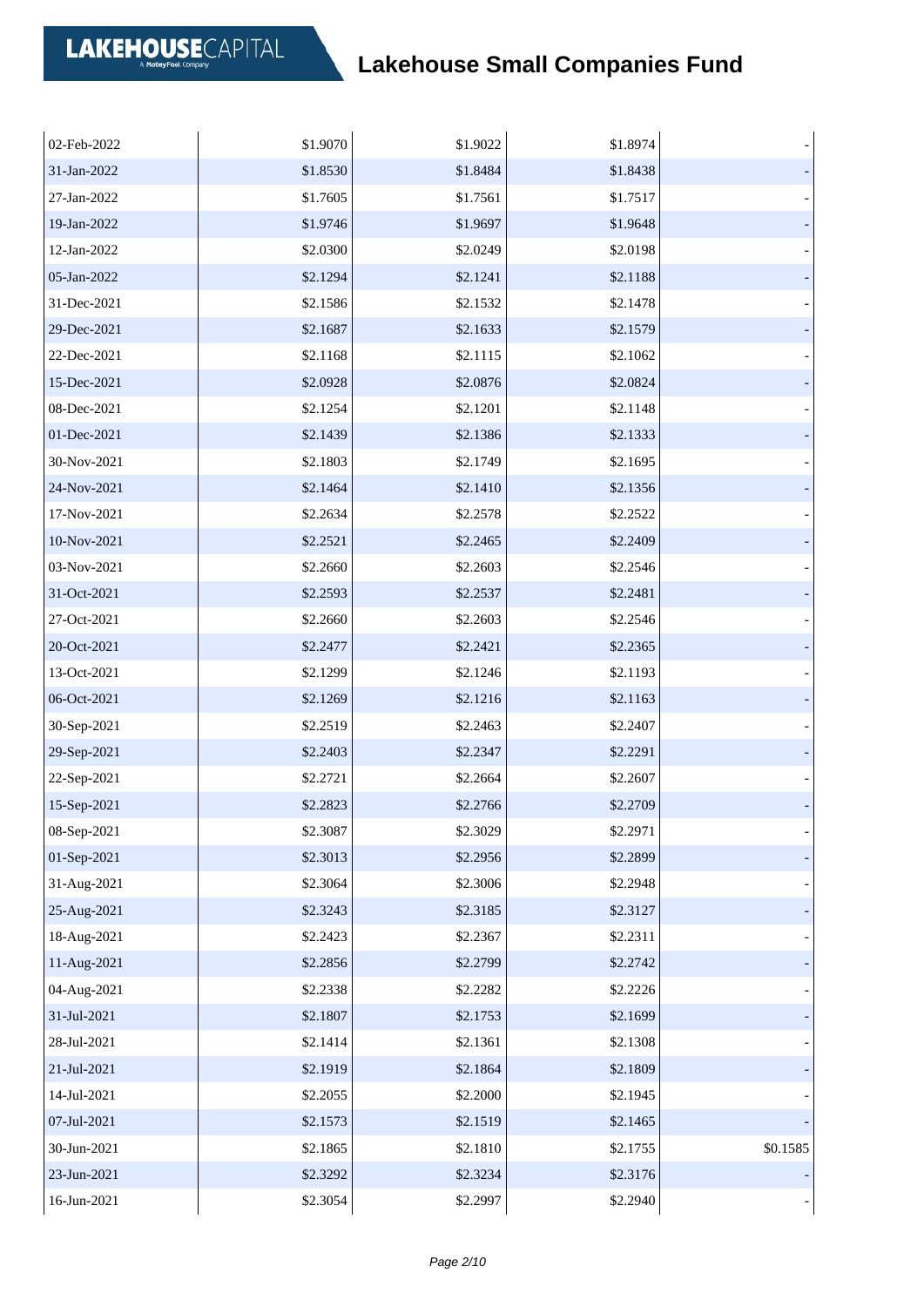| | | | | |
|---|---|---|---|---|
| 02-Feb-2022 | $1.9070 | $1.9022 | $1.8974 | - |
| 31-Jan-2022 | $1.8530 | $1.8484 | $1.8438 | - |
| 27-Jan-2022 | $1.7605 | $1.7561 | $1.7517 | - |
| 19-Jan-2022 | $1.9746 | $1.9697 | $1.9648 | - |
| 12-Jan-2022 | $2.0300 | $2.0249 | $2.0198 | - |
| 05-Jan-2022 | $2.1294 | $2.1241 | $2.1188 | - |
| 31-Dec-2021 | $2.1586 | $2.1532 | $2.1478 | - |
| 29-Dec-2021 | $2.1687 | $2.1633 | $2.1579 | - |
| 22-Dec-2021 | $2.1168 | $2.1115 | $2.1062 | - |
| 15-Dec-2021 | $2.0928 | $2.0876 | $2.0824 | - |
| 08-Dec-2021 | $2.1254 | $2.1201 | $2.1148 | - |
| 01-Dec-2021 | $2.1439 | $2.1386 | $2.1333 | - |
| 30-Nov-2021 | $2.1803 | $2.1749 | $2.1695 | - |
| 24-Nov-2021 | $2.1464 | $2.1410 | $2.1356 | - |
| 17-Nov-2021 | $2.2634 | $2.2578 | $2.2522 | - |
| 10-Nov-2021 | $2.2521 | $2.2465 | $2.2409 | - |
| 03-Nov-2021 | $2.2660 | $2.2603 | $2.2546 | - |
| 31-Oct-2021 | $2.2593 | $2.2537 | $2.2481 | - |
| 27-Oct-2021 | $2.2660 | $2.2603 | $2.2546 | - |
| 20-Oct-2021 | $2.2477 | $2.2421 | $2.2365 | - |
| 13-Oct-2021 | $2.1299 | $2.1246 | $2.1193 | - |
| 06-Oct-2021 | $2.1269 | $2.1216 | $2.1163 | - |
| 30-Sep-2021 | $2.2519 | $2.2463 | $2.2407 | - |
| 29-Sep-2021 | $2.2403 | $2.2347 | $2.2291 | - |
| 22-Sep-2021 | $2.2721 | $2.2664 | $2.2607 | - |
| 15-Sep-2021 | $2.2823 | $2.2766 | $2.2709 | - |
| 08-Sep-2021 | $2.3087 | $2.3029 | $2.2971 | - |
| 01-Sep-2021 | $2.3013 | $2.2956 | $2.2899 | - |
| 31-Aug-2021 | $2.3064 | $2.3006 | $2.2948 | - |
| 25-Aug-2021 | $2.3243 | $2.3185 | $2.3127 | - |
| 18-Aug-2021 | $2.2423 | $2.2367 | $2.2311 | - |
| 11-Aug-2021 | $2.2856 | $2.2799 | $2.2742 | - |
| 04-Aug-2021 | $2.2338 | $2.2282 | $2.2226 | - |
| 31-Jul-2021 | $2.1807 | $2.1753 | $2.1699 | - |
| 28-Jul-2021 | $2.1414 | $2.1361 | $2.1308 | - |
| 21-Jul-2021 | $2.1919 | $2.1864 | $2.1809 | - |
| 14-Jul-2021 | $2.2055 | $2.2000 | $2.1945 | - |
| 07-Jul-2021 | $2.1573 | $2.1519 | $2.1465 | - |
| 30-Jun-2021 | $2.1865 | $2.1810 | $2.1755 | $0.1585 |
| 23-Jun-2021 | $2.3292 | $2.3234 | $2.3176 | - |
| 16-Jun-2021 | $2.3054 | $2.2997 | $2.2940 | - |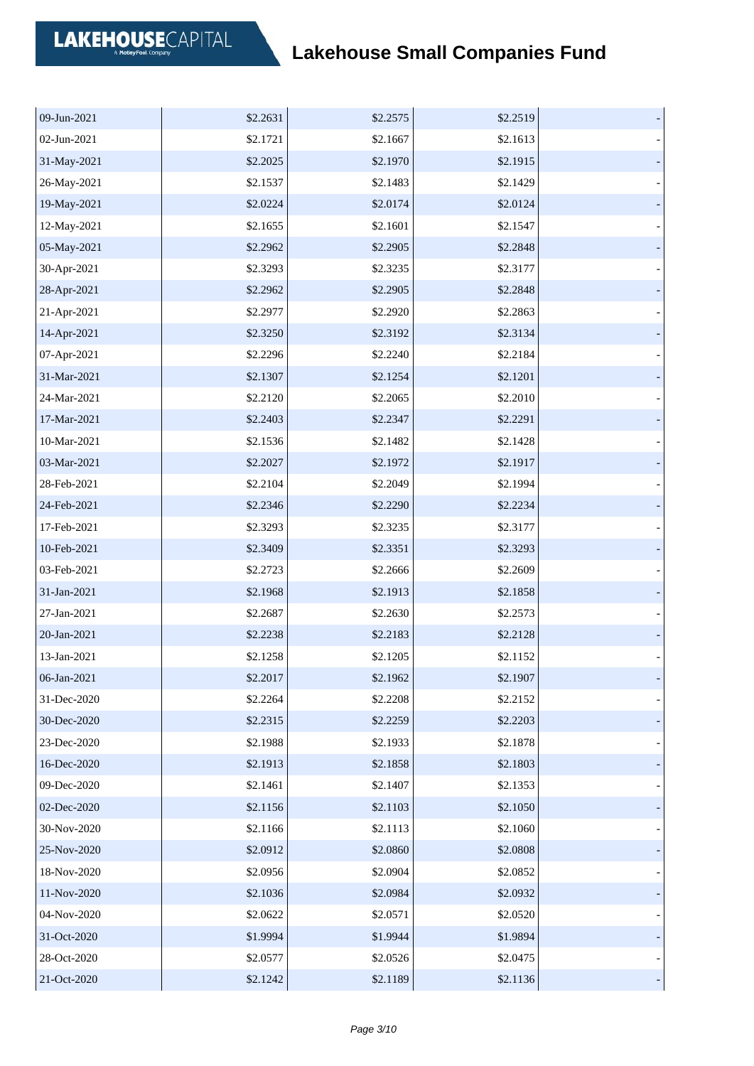# Lakehouse Small Companies Fund

| | | | | |
|---|---|---|---|---|
| 09-Jun-2021 | $2.2631 | $2.2575 | $2.2519 | - |
| 02-Jun-2021 | $2.1721 | $2.1667 | $2.1613 | - |
| 31-May-2021 | $2.2025 | $2.1970 | $2.1915 | - |
| 26-May-2021 | $2.1537 | $2.1483 | $2.1429 | - |
| 19-May-2021 | $2.0224 | $2.0174 | $2.0124 | - |
| 12-May-2021 | $2.1655 | $2.1601 | $2.1547 | - |
| 05-May-2021 | $2.2962 | $2.2905 | $2.2848 | - |
| 30-Apr-2021 | $2.3293 | $2.3235 | $2.3177 | - |
| 28-Apr-2021 | $2.2962 | $2.2905 | $2.2848 | - |
| 21-Apr-2021 | $2.2977 | $2.2920 | $2.2863 | - |
| 14-Apr-2021 | $2.3250 | $2.3192 | $2.3134 | - |
| 07-Apr-2021 | $2.2296 | $2.2240 | $2.2184 | - |
| 31-Mar-2021 | $2.1307 | $2.1254 | $2.1201 | - |
| 24-Mar-2021 | $2.2120 | $2.2065 | $2.2010 | - |
| 17-Mar-2021 | $2.2403 | $2.2347 | $2.2291 | - |
| 10-Mar-2021 | $2.1536 | $2.1482 | $2.1428 | - |
| 03-Mar-2021 | $2.2027 | $2.1972 | $2.1917 | - |
| 28-Feb-2021 | $2.2104 | $2.2049 | $2.1994 | - |
| 24-Feb-2021 | $2.2346 | $2.2290 | $2.2234 | - |
| 17-Feb-2021 | $2.3293 | $2.3235 | $2.3177 | - |
| 10-Feb-2021 | $2.3409 | $2.3351 | $2.3293 | - |
| 03-Feb-2021 | $2.2723 | $2.2666 | $2.2609 | - |
| 31-Jan-2021 | $2.1968 | $2.1913 | $2.1858 | - |
| 27-Jan-2021 | $2.2687 | $2.2630 | $2.2573 | - |
| 20-Jan-2021 | $2.2238 | $2.2183 | $2.2128 | - |
| 13-Jan-2021 | $2.1258 | $2.1205 | $2.1152 | - |
| 06-Jan-2021 | $2.2017 | $2.1962 | $2.1907 | - |
| 31-Dec-2020 | $2.2264 | $2.2208 | $2.2152 | - |
| 30-Dec-2020 | $2.2315 | $2.2259 | $2.2203 | - |
| 23-Dec-2020 | $2.1988 | $2.1933 | $2.1878 | - |
| 16-Dec-2020 | $2.1913 | $2.1858 | $2.1803 | - |
| 09-Dec-2020 | $2.1461 | $2.1407 | $2.1353 | - |
| 02-Dec-2020 | $2.1156 | $2.1103 | $2.1050 | - |
| 30-Nov-2020 | $2.1166 | $2.1113 | $2.1060 | - |
| 25-Nov-2020 | $2.0912 | $2.0860 | $2.0808 | - |
| 18-Nov-2020 | $2.0956 | $2.0904 | $2.0852 | - |
| 11-Nov-2020 | $2.1036 | $2.0984 | $2.0932 | - |
| 04-Nov-2020 | $2.0622 | $2.0571 | $2.0520 | - |
| 31-Oct-2020 | $1.9994 | $1.9944 | $1.9894 | - |
| 28-Oct-2020 | $2.0577 | $2.0526 | $2.0475 | - |
| 21-Oct-2020 | $2.1242 | $2.1189 | $2.1136 | - |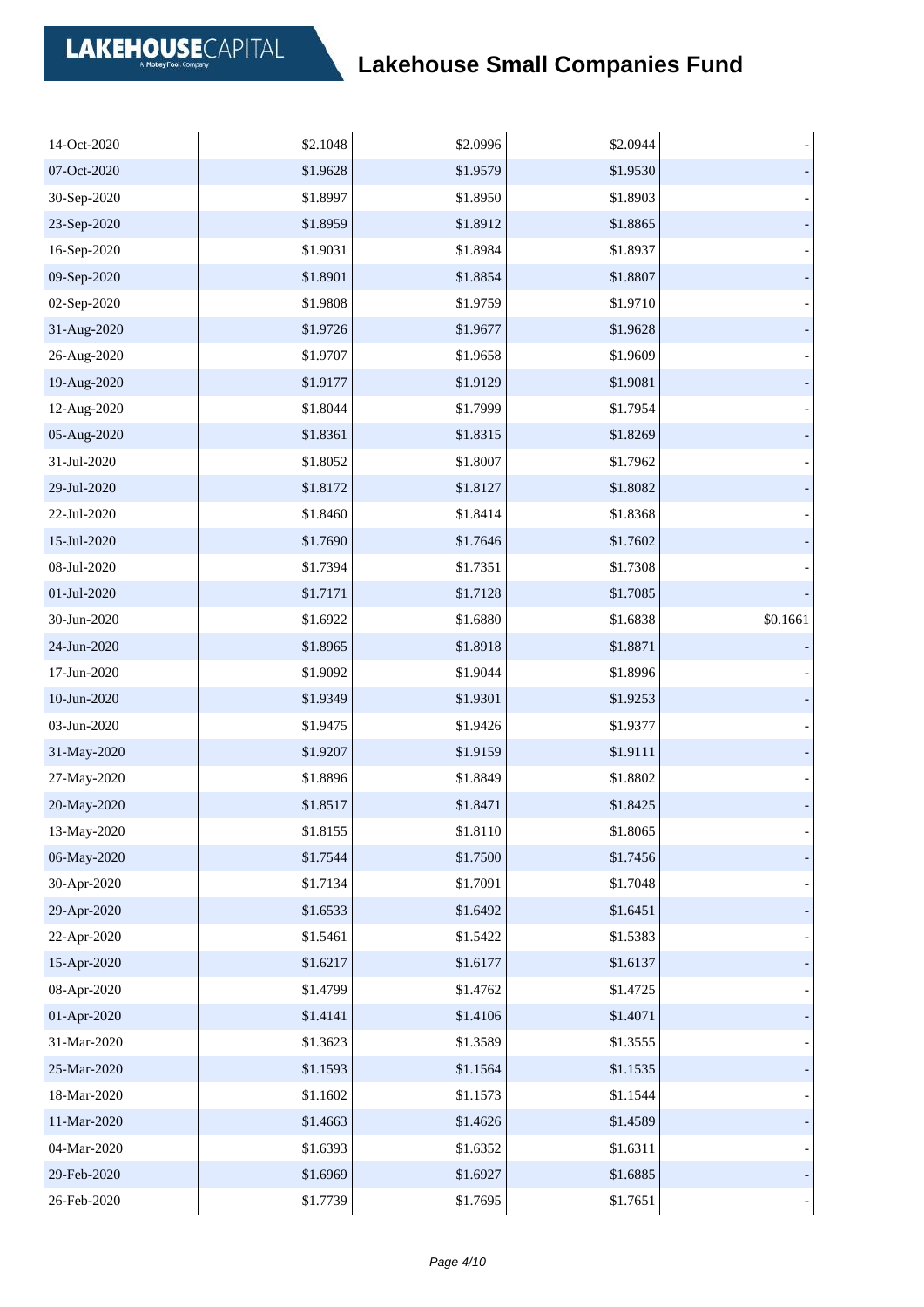# Lakehouse Small Companies Fund

| | | | | |
|---|---|---|---|---|
| 14-Oct-2020 | $2.1048 | $2.0996 | $2.0944 | - |
| 07-Oct-2020 | $1.9628 | $1.9579 | $1.9530 | - |
| 30-Sep-2020 | $1.8997 | $1.8950 | $1.8903 | - |
| 23-Sep-2020 | $1.8959 | $1.8912 | $1.8865 | - |
| 16-Sep-2020 | $1.9031 | $1.8984 | $1.8937 | - |
| 09-Sep-2020 | $1.8901 | $1.8854 | $1.8807 | - |
| 02-Sep-2020 | $1.9808 | $1.9759 | $1.9710 | - |
| 31-Aug-2020 | $1.9726 | $1.9677 | $1.9628 | - |
| 26-Aug-2020 | $1.9707 | $1.9658 | $1.9609 | - |
| 19-Aug-2020 | $1.9177 | $1.9129 | $1.9081 | - |
| 12-Aug-2020 | $1.8044 | $1.7999 | $1.7954 | - |
| 05-Aug-2020 | $1.8361 | $1.8315 | $1.8269 | - |
| 31-Jul-2020 | $1.8052 | $1.8007 | $1.7962 | - |
| 29-Jul-2020 | $1.8172 | $1.8127 | $1.8082 | - |
| 22-Jul-2020 | $1.8460 | $1.8414 | $1.8368 | - |
| 15-Jul-2020 | $1.7690 | $1.7646 | $1.7602 | - |
| 08-Jul-2020 | $1.7394 | $1.7351 | $1.7308 | - |
| 01-Jul-2020 | $1.7171 | $1.7128 | $1.7085 | - |
| 30-Jun-2020 | $1.6922 | $1.6880 | $1.6838 | $0.1661 |
| 24-Jun-2020 | $1.8965 | $1.8918 | $1.8871 | - |
| 17-Jun-2020 | $1.9092 | $1.9044 | $1.8996 | - |
| 10-Jun-2020 | $1.9349 | $1.9301 | $1.9253 | - |
| 03-Jun-2020 | $1.9475 | $1.9426 | $1.9377 | - |
| 31-May-2020 | $1.9207 | $1.9159 | $1.9111 | - |
| 27-May-2020 | $1.8896 | $1.8849 | $1.8802 | - |
| 20-May-2020 | $1.8517 | $1.8471 | $1.8425 | - |
| 13-May-2020 | $1.8155 | $1.8110 | $1.8065 | - |
| 06-May-2020 | $1.7544 | $1.7500 | $1.7456 | - |
| 30-Apr-2020 | $1.7134 | $1.7091 | $1.7048 | - |
| 29-Apr-2020 | $1.6533 | $1.6492 | $1.6451 | - |
| 22-Apr-2020 | $1.5461 | $1.5422 | $1.5383 | - |
| 15-Apr-2020 | $1.6217 | $1.6177 | $1.6137 | - |
| 08-Apr-2020 | $1.4799 | $1.4762 | $1.4725 | - |
| 01-Apr-2020 | $1.4141 | $1.4106 | $1.4071 | - |
| 31-Mar-2020 | $1.3623 | $1.3589 | $1.3555 | - |
| 25-Mar-2020 | $1.1593 | $1.1564 | $1.1535 | - |
| 18-Mar-2020 | $1.1602 | $1.1573 | $1.1544 | - |
| 11-Mar-2020 | $1.4663 | $1.4626 | $1.4589 | - |
| 04-Mar-2020 | $1.6393 | $1.6352 | $1.6311 | - |
| 29-Feb-2020 | $1.6969 | $1.6927 | $1.6885 | - |
| 26-Feb-2020 | $1.7739 | $1.7695 | $1.7651 | - |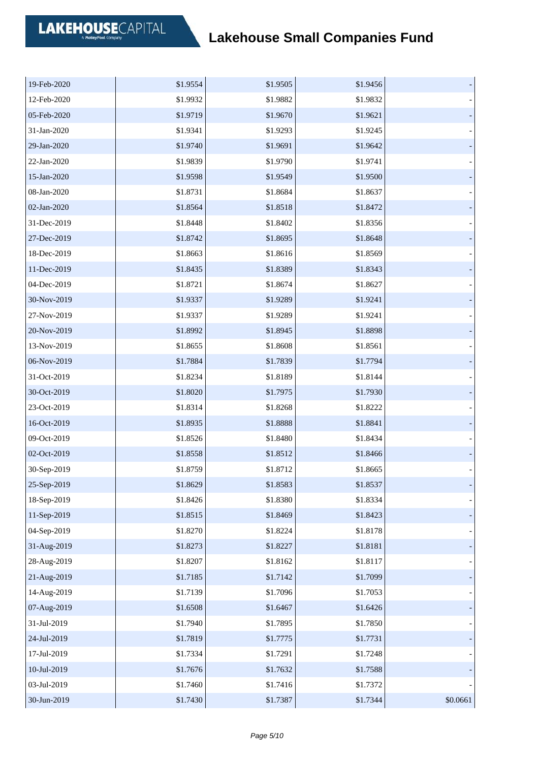# Lakehouse Small Companies Fund

| | | | | |
|---|---|---|---|---|
| 19-Feb-2020 | $1.9554 | $1.9505 | $1.9456 | - |
| 12-Feb-2020 | $1.9932 | $1.9882 | $1.9832 | - |
| 05-Feb-2020 | $1.9719 | $1.9670 | $1.9621 | - |
| 31-Jan-2020 | $1.9341 | $1.9293 | $1.9245 | - |
| 29-Jan-2020 | $1.9740 | $1.9691 | $1.9642 | - |
| 22-Jan-2020 | $1.9839 | $1.9790 | $1.9741 | - |
| 15-Jan-2020 | $1.9598 | $1.9549 | $1.9500 | - |
| 08-Jan-2020 | $1.8731 | $1.8684 | $1.8637 | - |
| 02-Jan-2020 | $1.8564 | $1.8518 | $1.8472 | - |
| 31-Dec-2019 | $1.8448 | $1.8402 | $1.8356 | - |
| 27-Dec-2019 | $1.8742 | $1.8695 | $1.8648 | - |
| 18-Dec-2019 | $1.8663 | $1.8616 | $1.8569 | - |
| 11-Dec-2019 | $1.8435 | $1.8389 | $1.8343 | - |
| 04-Dec-2019 | $1.8721 | $1.8674 | $1.8627 | - |
| 30-Nov-2019 | $1.9337 | $1.9289 | $1.9241 | - |
| 27-Nov-2019 | $1.9337 | $1.9289 | $1.9241 | - |
| 20-Nov-2019 | $1.8992 | $1.8945 | $1.8898 | - |
| 13-Nov-2019 | $1.8655 | $1.8608 | $1.8561 | - |
| 06-Nov-2019 | $1.7884 | $1.7839 | $1.7794 | - |
| 31-Oct-2019 | $1.8234 | $1.8189 | $1.8144 | - |
| 30-Oct-2019 | $1.8020 | $1.7975 | $1.7930 | - |
| 23-Oct-2019 | $1.8314 | $1.8268 | $1.8222 | - |
| 16-Oct-2019 | $1.8935 | $1.8888 | $1.8841 | - |
| 09-Oct-2019 | $1.8526 | $1.8480 | $1.8434 | - |
| 02-Oct-2019 | $1.8558 | $1.8512 | $1.8466 | - |
| 30-Sep-2019 | $1.8759 | $1.8712 | $1.8665 | - |
| 25-Sep-2019 | $1.8629 | $1.8583 | $1.8537 | - |
| 18-Sep-2019 | $1.8426 | $1.8380 | $1.8334 | - |
| 11-Sep-2019 | $1.8515 | $1.8469 | $1.8423 | - |
| 04-Sep-2019 | $1.8270 | $1.8224 | $1.8178 | - |
| 31-Aug-2019 | $1.8273 | $1.8227 | $1.8181 | - |
| 28-Aug-2019 | $1.8207 | $1.8162 | $1.8117 | - |
| 21-Aug-2019 | $1.7185 | $1.7142 | $1.7099 | - |
| 14-Aug-2019 | $1.7139 | $1.7096 | $1.7053 | - |
| 07-Aug-2019 | $1.6508 | $1.6467 | $1.6426 | - |
| 31-Jul-2019 | $1.7940 | $1.7895 | $1.7850 | - |
| 24-Jul-2019 | $1.7819 | $1.7775 | $1.7731 | - |
| 17-Jul-2019 | $1.7334 | $1.7291 | $1.7248 | - |
| 10-Jul-2019 | $1.7676 | $1.7632 | $1.7588 | - |
| 03-Jul-2019 | $1.7460 | $1.7416 | $1.7372 | - |
| 30-Jun-2019 | $1.7430 | $1.7387 | $1.7344 | $0.0661 |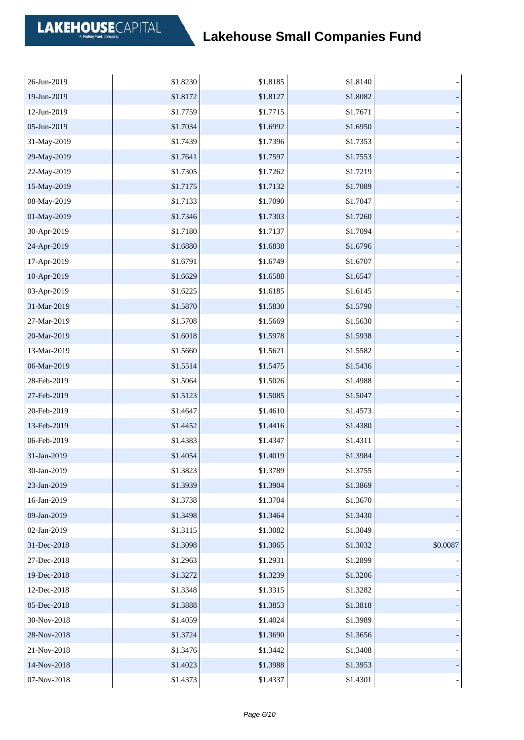# Lakehouse Small Companies Fund

| | | | | |
|---|---|---|---|---|
| 26-Jun-2019 | $1.8230 | $1.8185 | $1.8140 | - |
| 19-Jun-2019 | $1.8172 | $1.8127 | $1.8082 | - |
| 12-Jun-2019 | $1.7759 | $1.7715 | $1.7671 | - |
| 05-Jun-2019 | $1.7034 | $1.6992 | $1.6950 | - |
| 31-May-2019 | $1.7439 | $1.7396 | $1.7353 | - |
| 29-May-2019 | $1.7641 | $1.7597 | $1.7553 | - |
| 22-May-2019 | $1.7305 | $1.7262 | $1.7219 | - |
| 15-May-2019 | $1.7175 | $1.7132 | $1.7089 | - |
| 08-May-2019 | $1.7133 | $1.7090 | $1.7047 | - |
| 01-May-2019 | $1.7346 | $1.7303 | $1.7260 | - |
| 30-Apr-2019 | $1.7180 | $1.7137 | $1.7094 | - |
| 24-Apr-2019 | $1.6880 | $1.6838 | $1.6796 | - |
| 17-Apr-2019 | $1.6791 | $1.6749 | $1.6707 | - |
| 10-Apr-2019 | $1.6629 | $1.6588 | $1.6547 | - |
| 03-Apr-2019 | $1.6225 | $1.6185 | $1.6145 | - |
| 31-Mar-2019 | $1.5870 | $1.5830 | $1.5790 | - |
| 27-Mar-2019 | $1.5708 | $1.5669 | $1.5630 | - |
| 20-Mar-2019 | $1.6018 | $1.5978 | $1.5938 | - |
| 13-Mar-2019 | $1.5660 | $1.5621 | $1.5582 | - |
| 06-Mar-2019 | $1.5514 | $1.5475 | $1.5436 | - |
| 28-Feb-2019 | $1.5064 | $1.5026 | $1.4988 | - |
| 27-Feb-2019 | $1.5123 | $1.5085 | $1.5047 | - |
| 20-Feb-2019 | $1.4647 | $1.4610 | $1.4573 | - |
| 13-Feb-2019 | $1.4452 | $1.4416 | $1.4380 | - |
| 06-Feb-2019 | $1.4383 | $1.4347 | $1.4311 | - |
| 31-Jan-2019 | $1.4054 | $1.4019 | $1.3984 | - |
| 30-Jan-2019 | $1.3823 | $1.3789 | $1.3755 | - |
| 23-Jan-2019 | $1.3939 | $1.3904 | $1.3869 | - |
| 16-Jan-2019 | $1.3738 | $1.3704 | $1.3670 | - |
| 09-Jan-2019 | $1.3498 | $1.3464 | $1.3430 | - |
| 02-Jan-2019 | $1.3115 | $1.3082 | $1.3049 | - |
| 31-Dec-2018 | $1.3098 | $1.3065 | $1.3032 | $0.0087 |
| 27-Dec-2018 | $1.2963 | $1.2931 | $1.2899 | - |
| 19-Dec-2018 | $1.3272 | $1.3239 | $1.3206 | - |
| 12-Dec-2018 | $1.3348 | $1.3315 | $1.3282 | - |
| 05-Dec-2018 | $1.3888 | $1.3853 | $1.3818 | - |
| 30-Nov-2018 | $1.4059 | $1.4024 | $1.3989 | - |
| 28-Nov-2018 | $1.3724 | $1.3690 | $1.3656 | - |
| 21-Nov-2018 | $1.3476 | $1.3442 | $1.3408 | - |
| 14-Nov-2018 | $1.4023 | $1.3988 | $1.3953 | - |
| 07-Nov-2018 | $1.4373 | $1.4337 | $1.4301 | - |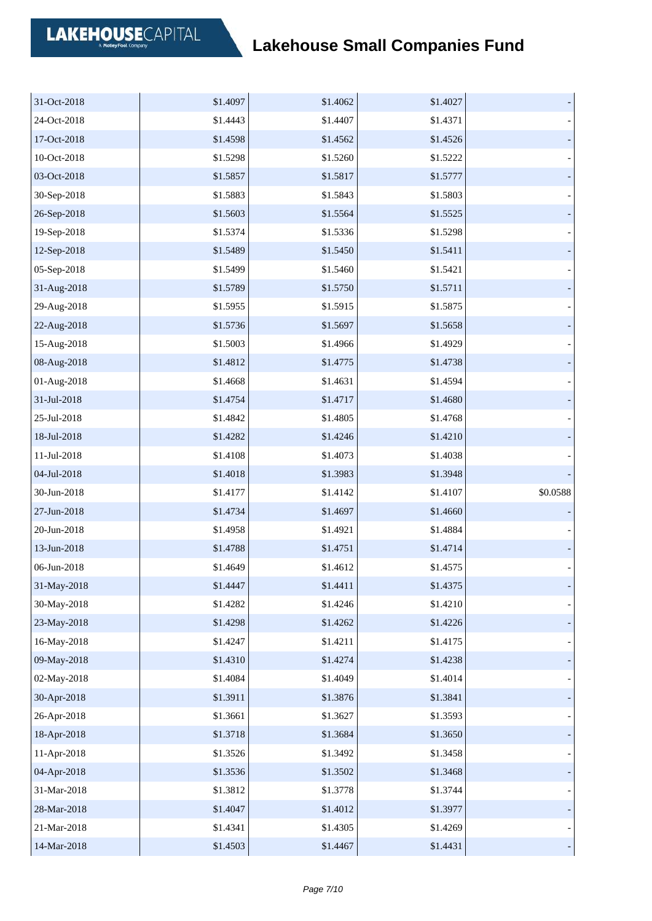| | | | | |
|---|---|---|---|---|
| 31-Oct-2018 | $1.4097 | $1.4062 | $1.4027 | - |
| 24-Oct-2018 | $1.4443 | $1.4407 | $1.4371 | - |
| 17-Oct-2018 | $1.4598 | $1.4562 | $1.4526 | - |
| 10-Oct-2018 | $1.5298 | $1.5260 | $1.5222 | - |
| 03-Oct-2018 | $1.5857 | $1.5817 | $1.5777 | - |
| 30-Sep-2018 | $1.5883 | $1.5843 | $1.5803 | - |
| 26-Sep-2018 | $1.5603 | $1.5564 | $1.5525 | - |
| 19-Sep-2018 | $1.5374 | $1.5336 | $1.5298 | - |
| 12-Sep-2018 | $1.5489 | $1.5450 | $1.5411 | - |
| 05-Sep-2018 | $1.5499 | $1.5460 | $1.5421 | - |
| 31-Aug-2018 | $1.5789 | $1.5750 | $1.5711 | - |
| 29-Aug-2018 | $1.5955 | $1.5915 | $1.5875 | - |
| 22-Aug-2018 | $1.5736 | $1.5697 | $1.5658 | - |
| 15-Aug-2018 | $1.5003 | $1.4966 | $1.4929 | - |
| 08-Aug-2018 | $1.4812 | $1.4775 | $1.4738 | - |
| 01-Aug-2018 | $1.4668 | $1.4631 | $1.4594 | - |
| 31-Jul-2018 | $1.4754 | $1.4717 | $1.4680 | - |
| 25-Jul-2018 | $1.4842 | $1.4805 | $1.4768 | - |
| 18-Jul-2018 | $1.4282 | $1.4246 | $1.4210 | - |
| 11-Jul-2018 | $1.4108 | $1.4073 | $1.4038 | - |
| 04-Jul-2018 | $1.4018 | $1.3983 | $1.3948 | - |
| 30-Jun-2018 | $1.4177 | $1.4142 | $1.4107 | $0.0588 |
| 27-Jun-2018 | $1.4734 | $1.4697 | $1.4660 | - |
| 20-Jun-2018 | $1.4958 | $1.4921 | $1.4884 | - |
| 13-Jun-2018 | $1.4788 | $1.4751 | $1.4714 | - |
| 06-Jun-2018 | $1.4649 | $1.4612 | $1.4575 | - |
| 31-May-2018 | $1.4447 | $1.4411 | $1.4375 | - |
| 30-May-2018 | $1.4282 | $1.4246 | $1.4210 | - |
| 23-May-2018 | $1.4298 | $1.4262 | $1.4226 | - |
| 16-May-2018 | $1.4247 | $1.4211 | $1.4175 | - |
| 09-May-2018 | $1.4310 | $1.4274 | $1.4238 | - |
| 02-May-2018 | $1.4084 | $1.4049 | $1.4014 | - |
| 30-Apr-2018 | $1.3911 | $1.3876 | $1.3841 | - |
| 26-Apr-2018 | $1.3661 | $1.3627 | $1.3593 | - |
| 18-Apr-2018 | $1.3718 | $1.3684 | $1.3650 | - |
| 11-Apr-2018 | $1.3526 | $1.3492 | $1.3458 | - |
| 04-Apr-2018 | $1.3536 | $1.3502 | $1.3468 | - |
| 31-Mar-2018 | $1.3812 | $1.3778 | $1.3744 | - |
| 28-Mar-2018 | $1.4047 | $1.4012 | $1.3977 | - |
| 21-Mar-2018 | $1.4341 | $1.4305 | $1.4269 | - |
| 14-Mar-2018 | $1.4503 | $1.4467 | $1.4431 | - |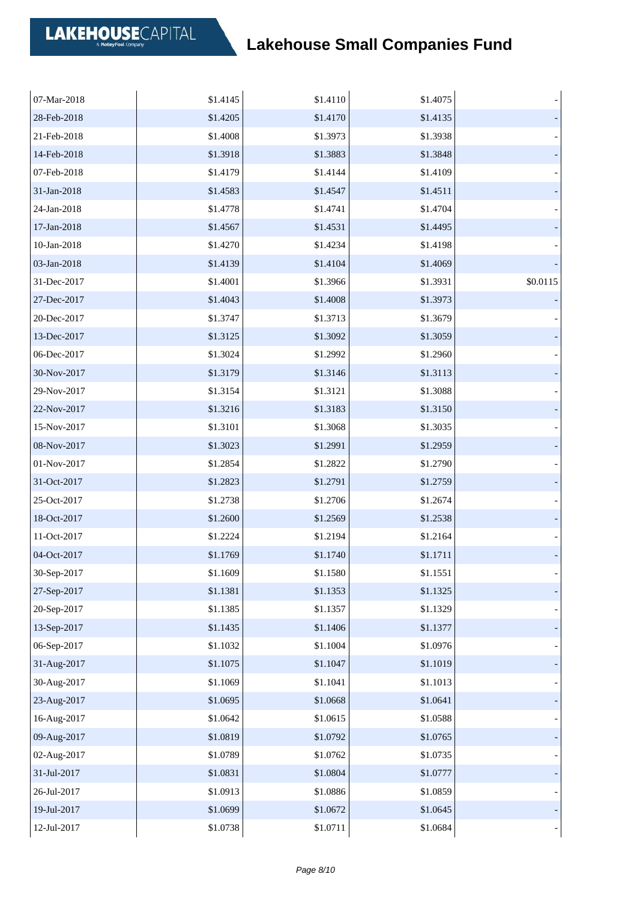| | | | | |
|---|---|---|---|---|
| 07-Mar-2018 | $1.4145 | $1.4110 | $1.4075 | - |
| 28-Feb-2018 | $1.4205 | $1.4170 | $1.4135 | - |
| 21-Feb-2018 | $1.4008 | $1.3973 | $1.3938 | - |
| 14-Feb-2018 | $1.3918 | $1.3883 | $1.3848 | - |
| 07-Feb-2018 | $1.4179 | $1.4144 | $1.4109 | - |
| 31-Jan-2018 | $1.4583 | $1.4547 | $1.4511 | - |
| 24-Jan-2018 | $1.4778 | $1.4741 | $1.4704 | - |
| 17-Jan-2018 | $1.4567 | $1.4531 | $1.4495 | - |
| 10-Jan-2018 | $1.4270 | $1.4234 | $1.4198 | - |
| 03-Jan-2018 | $1.4139 | $1.4104 | $1.4069 | - |
| 31-Dec-2017 | $1.4001 | $1.3966 | $1.3931 | $0.0115 |
| 27-Dec-2017 | $1.4043 | $1.4008 | $1.3973 | - |
| 20-Dec-2017 | $1.3747 | $1.3713 | $1.3679 | - |
| 13-Dec-2017 | $1.3125 | $1.3092 | $1.3059 | - |
| 06-Dec-2017 | $1.3024 | $1.2992 | $1.2960 | - |
| 30-Nov-2017 | $1.3179 | $1.3146 | $1.3113 | - |
| 29-Nov-2017 | $1.3154 | $1.3121 | $1.3088 | - |
| 22-Nov-2017 | $1.3216 | $1.3183 | $1.3150 | - |
| 15-Nov-2017 | $1.3101 | $1.3068 | $1.3035 | - |
| 08-Nov-2017 | $1.3023 | $1.2991 | $1.2959 | - |
| 01-Nov-2017 | $1.2854 | $1.2822 | $1.2790 | - |
| 31-Oct-2017 | $1.2823 | $1.2791 | $1.2759 | - |
| 25-Oct-2017 | $1.2738 | $1.2706 | $1.2674 | - |
| 18-Oct-2017 | $1.2600 | $1.2569 | $1.2538 | - |
| 11-Oct-2017 | $1.2224 | $1.2194 | $1.2164 | - |
| 04-Oct-2017 | $1.1769 | $1.1740 | $1.1711 | - |
| 30-Sep-2017 | $1.1609 | $1.1580 | $1.1551 | - |
| 27-Sep-2017 | $1.1381 | $1.1353 | $1.1325 | - |
| 20-Sep-2017 | $1.1385 | $1.1357 | $1.1329 | - |
| 13-Sep-2017 | $1.1435 | $1.1406 | $1.1377 | - |
| 06-Sep-2017 | $1.1032 | $1.1004 | $1.0976 | - |
| 31-Aug-2017 | $1.1075 | $1.1047 | $1.1019 | - |
| 30-Aug-2017 | $1.1069 | $1.1041 | $1.1013 | - |
| 23-Aug-2017 | $1.0695 | $1.0668 | $1.0641 | - |
| 16-Aug-2017 | $1.0642 | $1.0615 | $1.0588 | - |
| 09-Aug-2017 | $1.0819 | $1.0792 | $1.0765 | - |
| 02-Aug-2017 | $1.0789 | $1.0762 | $1.0735 | - |
| 31-Jul-2017 | $1.0831 | $1.0804 | $1.0777 | - |
| 26-Jul-2017 | $1.0913 | $1.0886 | $1.0859 | - |
| 19-Jul-2017 | $1.0699 | $1.0672 | $1.0645 | - |
| 12-Jul-2017 | $1.0738 | $1.0711 | $1.0684 | - |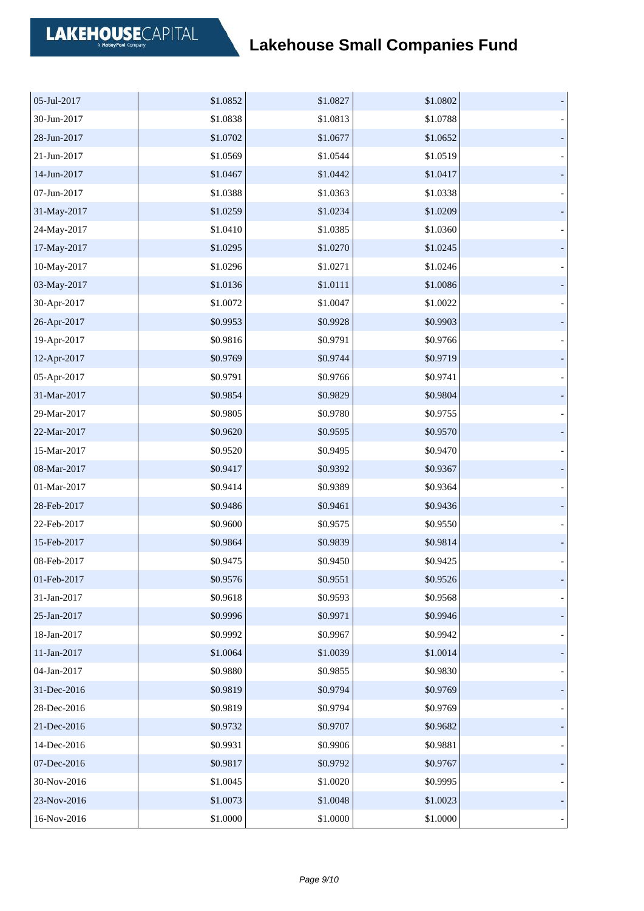| | | | | |
|---|---|---|---|---|
| 05-Jul-2017 | $1.0852 | $1.0827 | $1.0802 | - |
| 30-Jun-2017 | $1.0838 | $1.0813 | $1.0788 | - |
| 28-Jun-2017 | $1.0702 | $1.0677 | $1.0652 | - |
| 21-Jun-2017 | $1.0569 | $1.0544 | $1.0519 | - |
| 14-Jun-2017 | $1.0467 | $1.0442 | $1.0417 | - |
| 07-Jun-2017 | $1.0388 | $1.0363 | $1.0338 | - |
| 31-May-2017 | $1.0259 | $1.0234 | $1.0209 | - |
| 24-May-2017 | $1.0410 | $1.0385 | $1.0360 | - |
| 17-May-2017 | $1.0295 | $1.0270 | $1.0245 | - |
| 10-May-2017 | $1.0296 | $1.0271 | $1.0246 | - |
| 03-May-2017 | $1.0136 | $1.0111 | $1.0086 | - |
| 30-Apr-2017 | $1.0072 | $1.0047 | $1.0022 | - |
| 26-Apr-2017 | $0.9953 | $0.9928 | $0.9903 | - |
| 19-Apr-2017 | $0.9816 | $0.9791 | $0.9766 | - |
| 12-Apr-2017 | $0.9769 | $0.9744 | $0.9719 | - |
| 05-Apr-2017 | $0.9791 | $0.9766 | $0.9741 | - |
| 31-Mar-2017 | $0.9854 | $0.9829 | $0.9804 | - |
| 29-Mar-2017 | $0.9805 | $0.9780 | $0.9755 | - |
| 22-Mar-2017 | $0.9620 | $0.9595 | $0.9570 | - |
| 15-Mar-2017 | $0.9520 | $0.9495 | $0.9470 | - |
| 08-Mar-2017 | $0.9417 | $0.9392 | $0.9367 | - |
| 01-Mar-2017 | $0.9414 | $0.9389 | $0.9364 | - |
| 28-Feb-2017 | $0.9486 | $0.9461 | $0.9436 | - |
| 22-Feb-2017 | $0.9600 | $0.9575 | $0.9550 | - |
| 15-Feb-2017 | $0.9864 | $0.9839 | $0.9814 | - |
| 08-Feb-2017 | $0.9475 | $0.9450 | $0.9425 | - |
| 01-Feb-2017 | $0.9576 | $0.9551 | $0.9526 | - |
| 31-Jan-2017 | $0.9618 | $0.9593 | $0.9568 | - |
| 25-Jan-2017 | $0.9996 | $0.9971 | $0.9946 | - |
| 18-Jan-2017 | $0.9992 | $0.9967 | $0.9942 | - |
| 11-Jan-2017 | $1.0064 | $1.0039 | $1.0014 | - |
| 04-Jan-2017 | $0.9880 | $0.9855 | $0.9830 | - |
| 31-Dec-2016 | $0.9819 | $0.9794 | $0.9769 | - |
| 28-Dec-2016 | $0.9819 | $0.9794 | $0.9769 | - |
| 21-Dec-2016 | $0.9732 | $0.9707 | $0.9682 | - |
| 14-Dec-2016 | $0.9931 | $0.9906 | $0.9881 | - |
| 07-Dec-2016 | $0.9817 | $0.9792 | $0.9767 | - |
| 30-Nov-2016 | $1.0045 | $1.0020 | $0.9995 | - |
| 23-Nov-2016 | $1.0073 | $1.0048 | $1.0023 | - |
| 16-Nov-2016 | $1.0000 | $1.0000 | $1.0000 | - |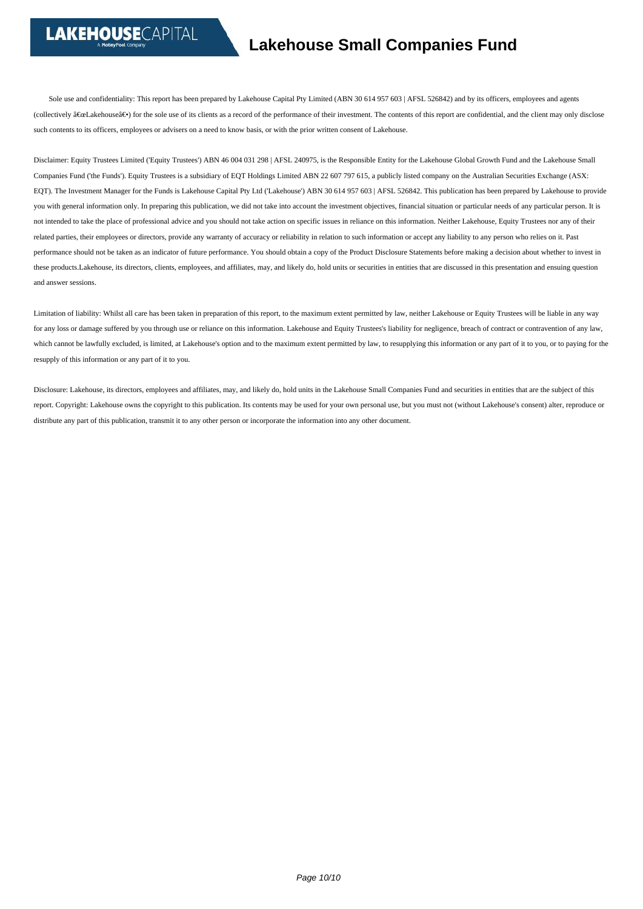Sole use and confidentiality: This report has been prepared by Lakehouse Capital Pty Limited (ABN 30 614 957 603 | AFSL 526842) and by its officers, employees and agents (collectively â€œLakehouseâ€•) for the sole use of its clients as a record of the performance of their investment. The contents of this report are confidential, and the client may only disclose such contents to its officers, employees or advisers on a need to know basis, or with the prior written consent of Lakehouse.

Disclaimer: Equity Trustees Limited ('Equity Trustees') ABN 46 004 031 298 | AFSL 240975, is the Responsible Entity for the Lakehouse Global Growth Fund and the Lakehouse Small Companies Fund ('the Funds'). Equity Trustees is a subsidiary of EQT Holdings Limited ABN 22 607 797 615, a publicly listed company on the Australian Securities Exchange (ASX: EQT). The Investment Manager for the Funds is Lakehouse Capital Pty Ltd ('Lakehouse') ABN 30 614 957 603 | AFSL 526842. This publication has been prepared by Lakehouse to provide you with general information only. In preparing this publication, we did not take into account the investment objectives, financial situation or particular needs of any particular person. It is not intended to take the place of professional advice and you should not take action on specific issues in reliance on this information. Neither Lakehouse, Equity Trustees nor any of their related parties, their employees or directors, provide any warranty of accuracy or reliability in relation to such information or accept any liability to any person who relies on it. Past performance should not be taken as an indicator of future performance. You should obtain a copy of the Product Disclosure Statements before making a decision about whether to invest in these products.Lakehouse, its directors, clients, employees, and affiliates, may, and likely do, hold units or securities in entities that are discussed in this presentation and ensuing question and answer sessions.

Limitation of liability: Whilst all care has been taken in preparation of this report, to the maximum extent permitted by law, neither Lakehouse or Equity Trustees will be liable in any way for any loss or damage suffered by you through use or reliance on this information. Lakehouse and Equity Trustees's liability for negligence, breach of contract or contravention of any law, which cannot be lawfully excluded, is limited, at Lakehouse's option and to the maximum extent permitted by law, to resupplying this information or any part of it to you, or to paying for the resupply of this information or any part of it to you.

Disclosure: Lakehouse, its directors, employees and affiliates, may, and likely do, hold units in the Lakehouse Small Companies Fund and securities in entities that are the subject of this report. Copyright: Lakehouse owns the copyright to this publication. Its contents may be used for your own personal use, but you must not (without Lakehouse's consent) alter, reproduce or distribute any part of this publication, transmit it to any other person or incorporate the information into any other document.